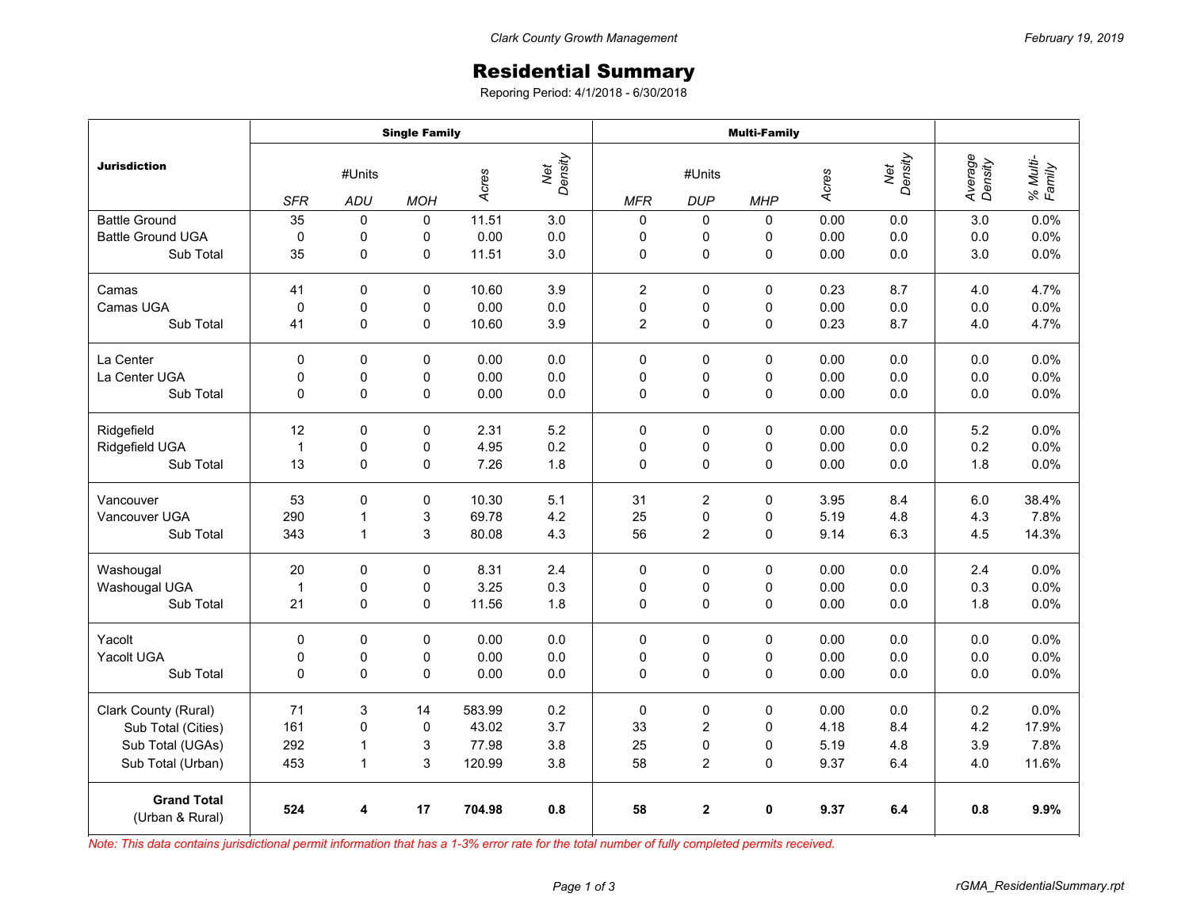Clark County Growth Management

February 19, 2019

# Residential Summary

Reporing Period: 4/1/2018 - 6/30/2018

| Jurisdiction | Single Family | | | | | Multi-Family | | | | | | |
|---|---|---|---|---|---|---|---|---|---|---|---|---|
| | #Units | | | Acres | Net Density | #Units | | | Acres | Net Density | Average Density | % Multi-Family |
| | SFR | ADU | MOH | | | MFR | DUP | MHP | | | | |
| Battle Ground | 35 | 0 | 0 | 11.51 | 3.0 | 0 | 0 | 0 | 0.00 | 0.0 | 3.0 | 0.0% |
| Battle Ground UGA | 0 | 0 | 0 | 0.00 | 0.0 | 0 | 0 | 0 | 0.00 | 0.0 | 0.0 | 0.0% |
| Sub Total | 35 | 0 | 0 | 11.51 | 3.0 | 0 | 0 | 0 | 0.00 | 0.0 | 3.0 | 0.0% |
| Camas | 41 | 0 | 0 | 10.60 | 3.9 | 2 | 0 | 0 | 0.23 | 8.7 | 4.0 | 4.7% |
| Camas UGA | 0 | 0 | 0 | 0.00 | 0.0 | 0 | 0 | 0 | 0.00 | 0.0 | 0.0 | 0.0% |
| Sub Total | 41 | 0 | 0 | 10.60 | 3.9 | 2 | 0 | 0 | 0.23 | 8.7 | 4.0 | 4.7% |
| La Center | 0 | 0 | 0 | 0.00 | 0.0 | 0 | 0 | 0 | 0.00 | 0.0 | 0.0 | 0.0% |
| La Center UGA | 0 | 0 | 0 | 0.00 | 0.0 | 0 | 0 | 0 | 0.00 | 0.0 | 0.0 | 0.0% |
| Sub Total | 0 | 0 | 0 | 0.00 | 0.0 | 0 | 0 | 0 | 0.00 | 0.0 | 0.0 | 0.0% |
| Ridgefield | 12 | 0 | 0 | 2.31 | 5.2 | 0 | 0 | 0 | 0.00 | 0.0 | 5.2 | 0.0% |
| Ridgefield UGA | 1 | 0 | 0 | 4.95 | 0.2 | 0 | 0 | 0 | 0.00 | 0.0 | 0.2 | 0.0% |
| Sub Total | 13 | 0 | 0 | 7.26 | 1.8 | 0 | 0 | 0 | 0.00 | 0.0 | 1.8 | 0.0% |
| Vancouver | 53 | 0 | 0 | 10.30 | 5.1 | 31 | 2 | 0 | 3.95 | 8.4 | 6.0 | 38.4% |
| Vancouver UGA | 290 | 1 | 3 | 69.78 | 4.2 | 25 | 0 | 0 | 5.19 | 4.8 | 4.3 | 7.8% |
| Sub Total | 343 | 1 | 3 | 80.08 | 4.3 | 56 | 2 | 0 | 9.14 | 6.3 | 4.5 | 14.3% |
| Washougal | 20 | 0 | 0 | 8.31 | 2.4 | 0 | 0 | 0 | 0.00 | 0.0 | 2.4 | 0.0% |
| Washougal UGA | 1 | 0 | 0 | 3.25 | 0.3 | 0 | 0 | 0 | 0.00 | 0.0 | 0.3 | 0.0% |
| Sub Total | 21 | 0 | 0 | 11.56 | 1.8 | 0 | 0 | 0 | 0.00 | 0.0 | 1.8 | 0.0% |
| Yacolt | 0 | 0 | 0 | 0.00 | 0.0 | 0 | 0 | 0 | 0.00 | 0.0 | 0.0 | 0.0% |
| Yacolt UGA | 0 | 0 | 0 | 0.00 | 0.0 | 0 | 0 | 0 | 0.00 | 0.0 | 0.0 | 0.0% |
| Sub Total | 0 | 0 | 0 | 0.00 | 0.0 | 0 | 0 | 0 | 0.00 | 0.0 | 0.0 | 0.0% |
| Clark County (Rural) | 71 | 3 | 14 | 583.99 | 0.2 | 0 | 0 | 0 | 0.00 | 0.0 | 0.2 | 0.0% |
| Sub Total (Cities) | 161 | 0 | 0 | 43.02 | 3.7 | 33 | 2 | 0 | 4.18 | 8.4 | 4.2 | 17.9% |
| Sub Total (UGAs) | 292 | 1 | 3 | 77.98 | 3.8 | 25 | 0 | 0 | 5.19 | 4.8 | 3.9 | 7.8% |
| Sub Total (Urban) | 453 | 1 | 3 | 120.99 | 3.8 | 58 | 2 | 0 | 9.37 | 6.4 | 4.0 | 11.6% |
| **Grand Total** (Urban & Rural) | **524** | **4** | **17** | **704.98** | **0.8** | **58** | **2** | **0** | **9.37** | **6.4** | **0.8** | **9.9%** |

*Note: This data contains jurisdictional permit information that has a 1-3% error rate for the total number of fully completed permits received.*

rGMA_ResidentialSummary.rpt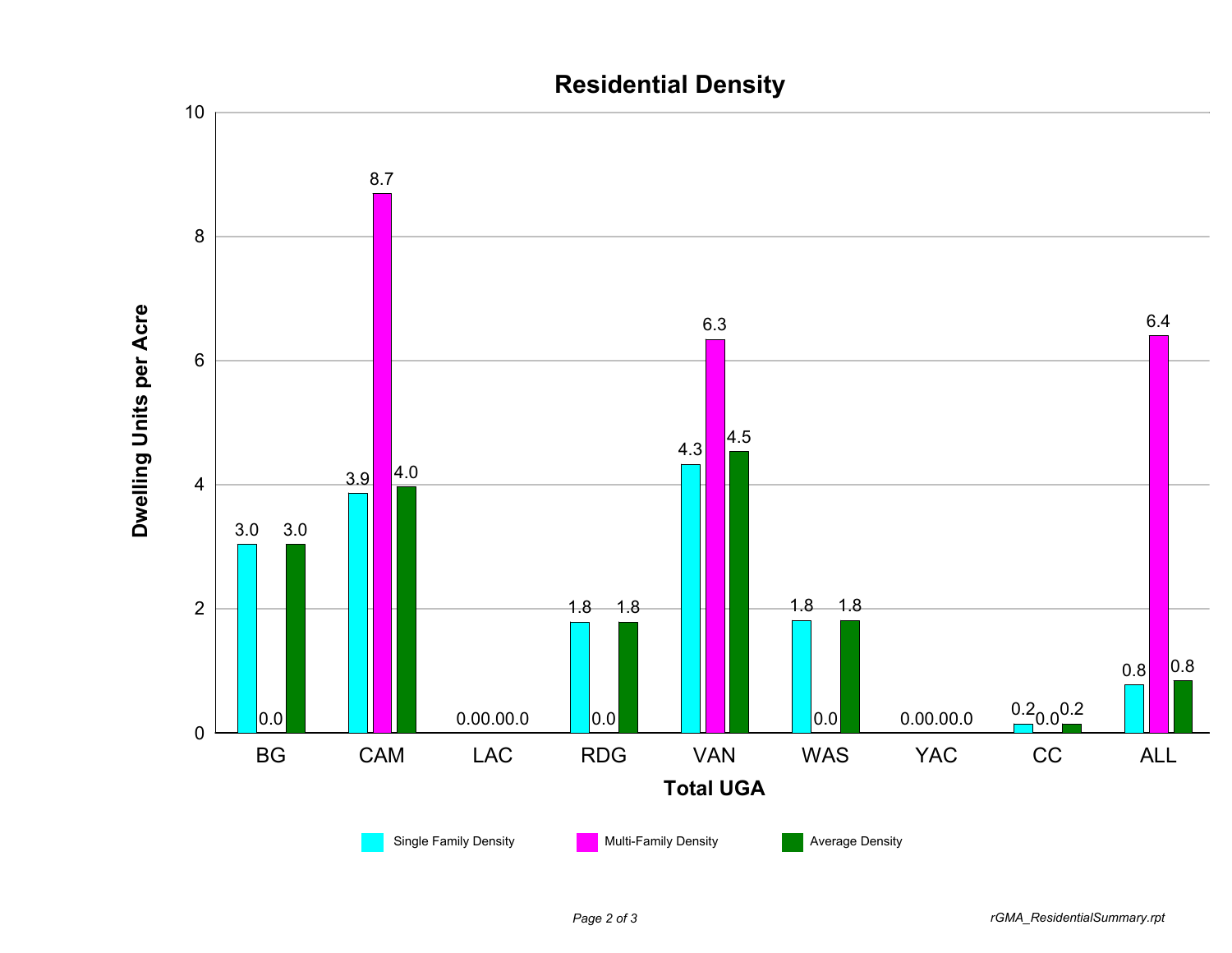# Residential Density

| Total UGA | Single Family Density | Multi-Family Density | Average Density |
|---|---|---|---|
| BG | 3.0 | 0.0 | 3.0 |
| CAM | 3.9 | 8.7 | 4.0 |
| LAC | 0.0 | 0.0 | 0.0 |
| RDG | 1.8 | 0.0 | 1.8 |
| VAN | 4.3 | 6.3 | 4.5 |
| WAS | 1.8 | 0.0 | 1.8 |
| YAC | 0.0 | 0.0 | 0.0 |
| CC | 0.2 | 0.0 | 0.2 |
| ALL | 0.8 | 6.4 | 0.8 |

Dwelling Units per Acre

*rGMA_ResidentialSummary.rpt*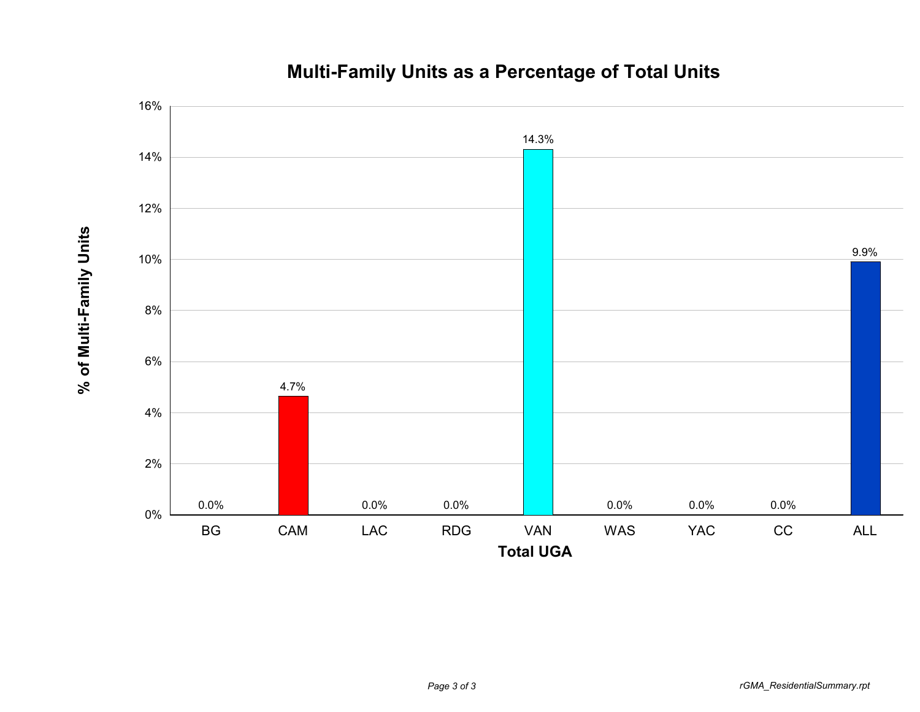# Multi-Family Units as a Percentage of Total Units

% of Multi-Family Units

16%
14%
12%
10%
8%
6%
4%
2%
0%

0.0%
4.7%
0.0%
0.0%
14.3%
0.0%
0.0%
0.0%
9.9%

BG
CAM
LAC
RDG
VAN
WAS
YAC
CC
ALL

Total UGA

rGMA_ResidentialSummary.rpt